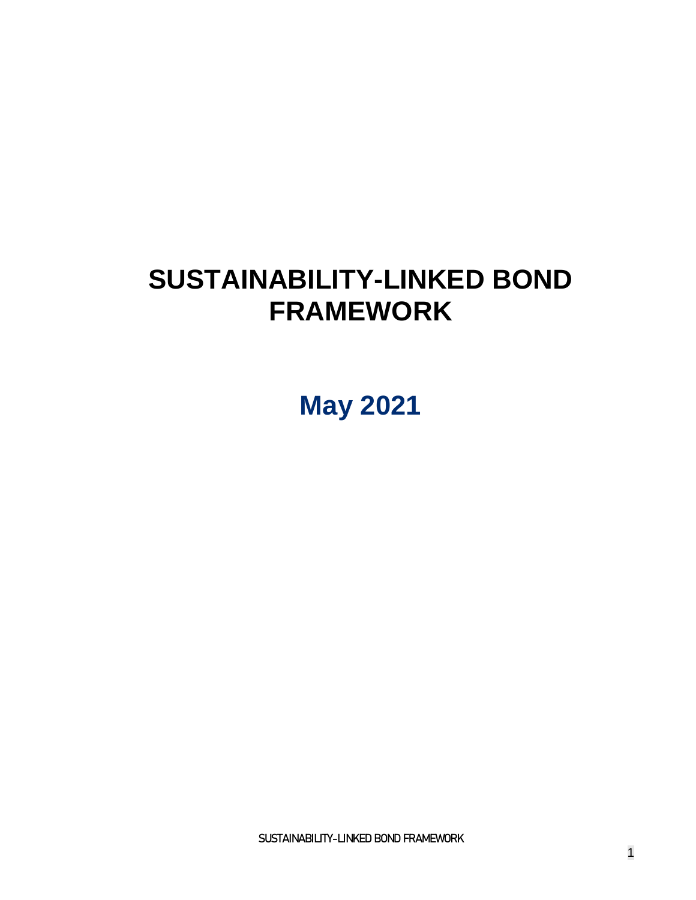# SUSTAINABILITY-LINKED BOND FRAMEWORK

## May 2021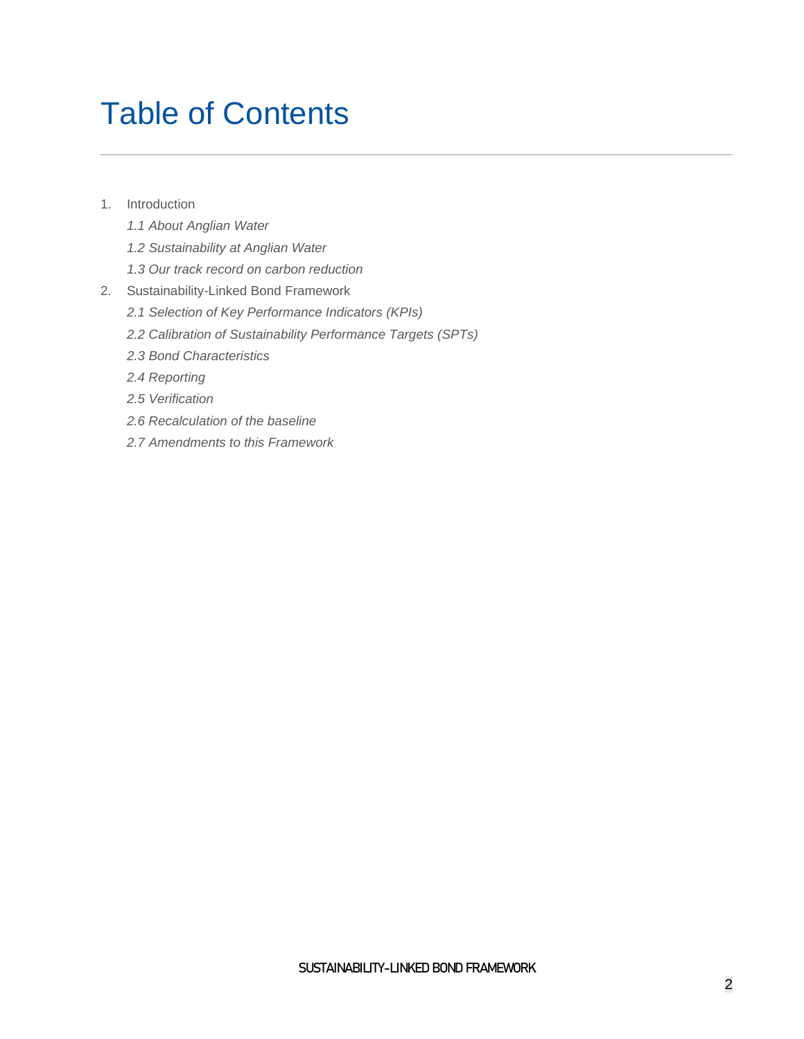# Table of Contents

1. Introduction
   - *1.1 About Anglian Water*
   - *1.2 Sustainability at Anglian Water*
   - *1.3 Our track record on carbon reduction*
2. Sustainability-Linked Bond Framework
   - *2.1 Selection of Key Performance Indicators (KPIs)*
   - *2.2 Calibration of Sustainability Performance Targets (SPTs)*
   - *2.3 Bond Characteristics*
   - *2.4 Reporting*
   - *2.5 Verification*
   - *2.6 Recalculation of the baseline*
   - *2.7 Amendments to this Framework*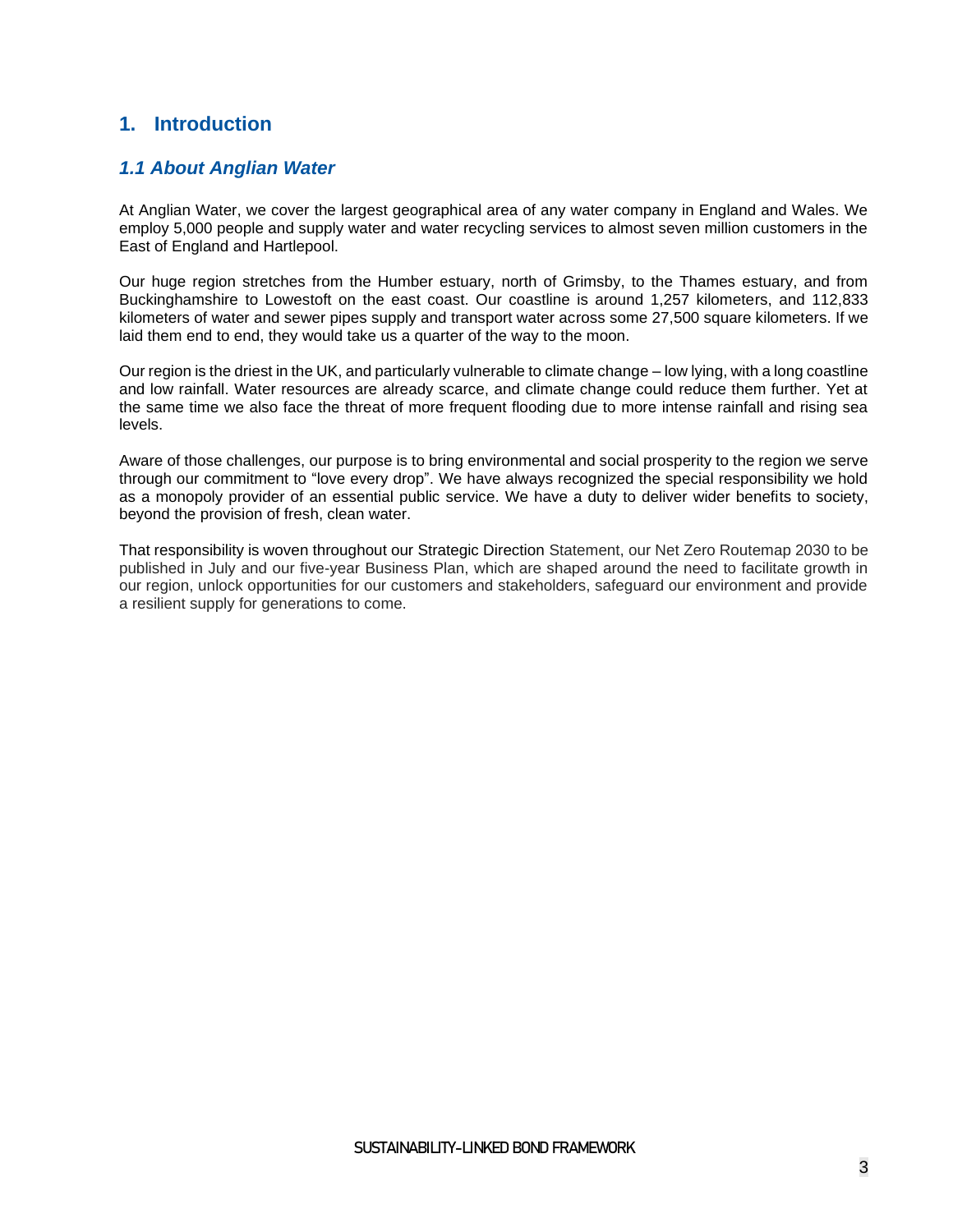# 1. Introduction

## *1.1 About Anglian Water*

At Anglian Water, we cover the largest geographical area of any water company in England and Wales. We employ 5,000 people and supply water and water recycling services to almost seven million customers in the East of England and Hartlepool.

Our huge region stretches from the Humber estuary, north of Grimsby, to the Thames estuary, and from Buckinghamshire to Lowestoft on the east coast. Our coastline is around 1,257 kilometers, and 112,833 kilometers of water and sewer pipes supply and transport water across some 27,500 square kilometers. If we laid them end to end, they would take us a quarter of the way to the moon.

Our region is the driest in the UK, and particularly vulnerable to climate change – low lying, with a long coastline and low rainfall. Water resources are already scarce, and climate change could reduce them further. Yet at the same time we also face the threat of more frequent flooding due to more intense rainfall and rising sea levels.

Aware of those challenges, our purpose is to bring environmental and social prosperity to the region we serve through our commitment to "love every drop". We have always recognized the special responsibility we hold as a monopoly provider of an essential public service. We have a duty to deliver wider benefits to society, beyond the provision of fresh, clean water.

That responsibility is woven throughout our Strategic Direction Statement, our Net Zero Routemap 2030 to be published in July and our five-year Business Plan, which are shaped around the need to facilitate growth in our region, unlock opportunities for our customers and stakeholders, safeguard our environment and provide a resilient supply for generations to come.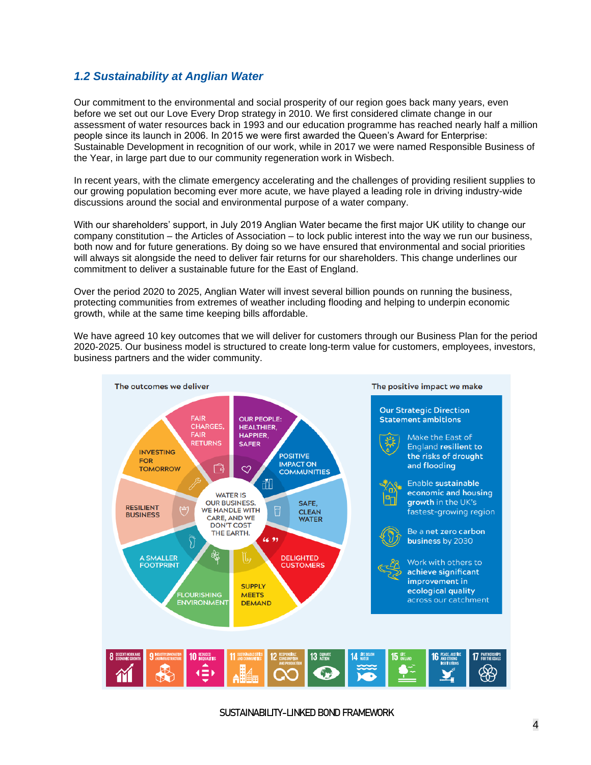## *1.2 Sustainability at Anglian Water*

Our commitment to the environmental and social prosperity of our region goes back many years, even before we set out our Love Every Drop strategy in 2010. We first considered climate change in our assessment of water resources back in 1993 and our education programme has reached nearly half a million people since its launch in 2006. In 2015 we were first awarded the Queen's Award for Enterprise: Sustainable Development in recognition of our work, while in 2017 we were named Responsible Business of the Year, in large part due to our community regeneration work in Wisbech.

In recent years, with the climate emergency accelerating and the challenges of providing resilient supplies to our growing population becoming ever more acute, we have played a leading role in driving industry-wide discussions around the social and environmental purpose of a water company.

With our shareholders' support, in July 2019 Anglian Water became the first major UK utility to change our company constitution – the Articles of Association – to lock public interest into the way we run our business, both now and for future generations. By doing so we have ensured that environmental and social priorities will always sit alongside the need to deliver fair returns for our shareholders. This change underlines our commitment to deliver a sustainable future for the East of England.

Over the period 2020 to 2025, Anglian Water will invest several billion pounds on running the business, protecting communities from extremes of weather including flooding and helping to underpin economic growth, while at the same time keeping bills affordable.

We have agreed 10 key outcomes that we will deliver for customers through our Business Plan for the period 2020-2025. Our business model is structured to create long-term value for customers, employees, investors, business partners and the wider community.

**The outcomes we deliver**

WATER IS OUR BUSINESS. WE HANDLE WITH CARE, AND WE DON'T COST THE EARTH.

- FAIR CHARGES, FAIR RETURNS
- OUR PEOPLE: HEALTHIER, HAPPIER, SAFER
- POSITIVE IMPACT ON COMMUNITIES
- SAFE, CLEAN WATER
- DELIGHTED CUSTOMERS
- SUPPLY MEETS DEMAND
- FLOURISHING ENVIRONMENT
- A SMALLER FOOTPRINT
- RESILIENT BUSINESS
- INVESTING FOR TOMORROW

**The positive impact we make**

**Our Strategic Direction Statement ambitions**

- Make the East of England **resilient to the risks of drought and flooding**
- Enable **sustainable economic and housing growth** in the UK's fastest-growing region
- Be a **net zero carbon business** by 2030
- Work with others to **achieve significant improvement in ecological quality** across our catchment

8 DECENT WORK AND ECONOMIC GROWTH | 9 INDUSTRY, INNOVATION AND INFRASTRUCTURE | 10 REDUCED INEQUALITIES | 11 SUSTAINABLE CITIES AND COMMUNITIES | 12 RESPONSIBLE CONSUMPTION AND PRODUCTION | 13 CLIMATE ACTION | 14 LIFE BELOW WATER | 15 LIFE ON LAND | 16 PEACE, JUSTICE AND STRONG INSTITUTIONS | 17 PARTNERSHIPS FOR THE GOALS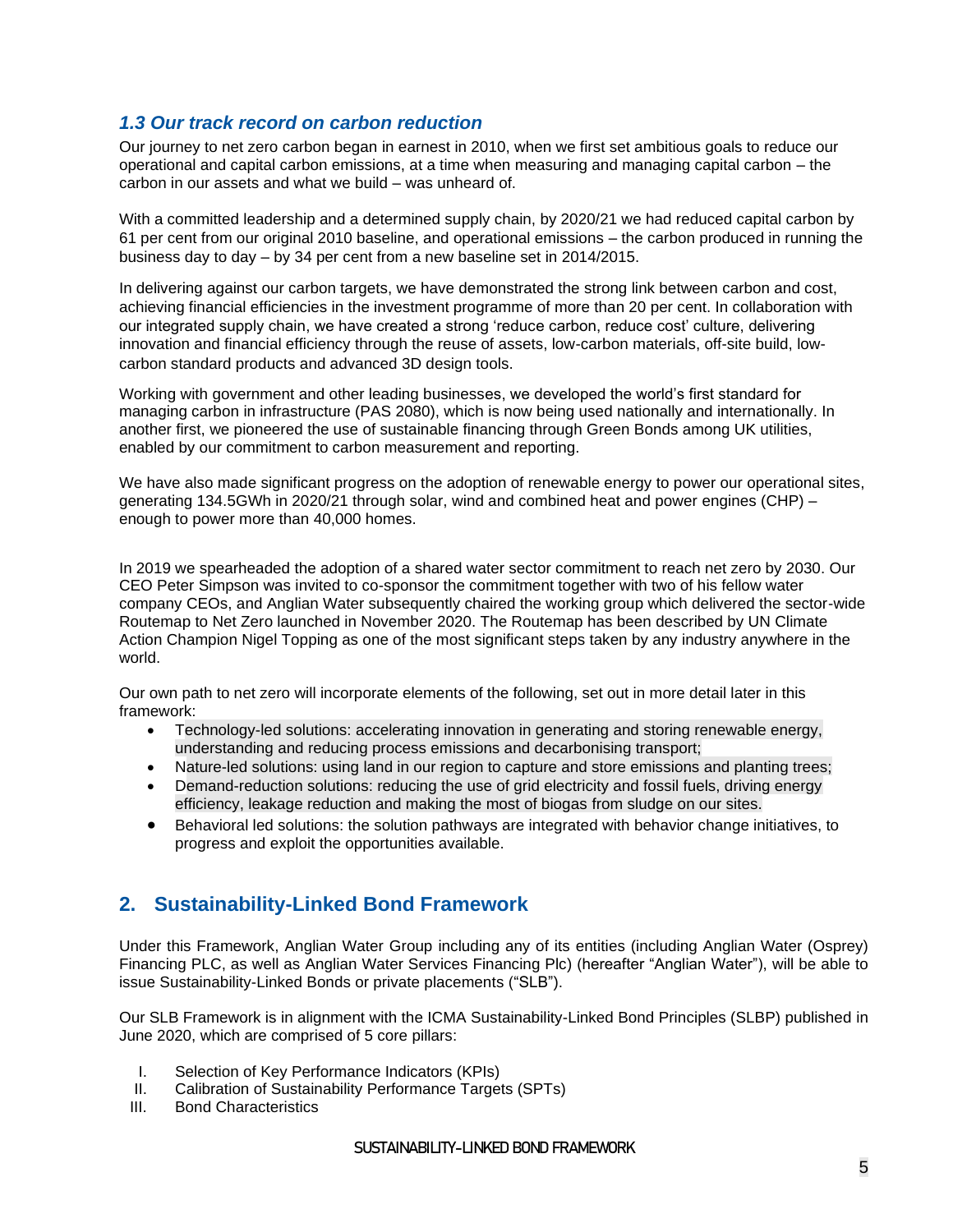### *1.3 Our track record on carbon reduction*

Our journey to net zero carbon began in earnest in 2010, when we first set ambitious goals to reduce our operational and capital carbon emissions, at a time when measuring and managing capital carbon – the carbon in our assets and what we build – was unheard of.

With a committed leadership and a determined supply chain, by 2020/21 we had reduced capital carbon by 61 per cent from our original 2010 baseline, and operational emissions – the carbon produced in running the business day to day – by 34 per cent from a new baseline set in 2014/2015.

In delivering against our carbon targets, we have demonstrated the strong link between carbon and cost, achieving financial efficiencies in the investment programme of more than 20 per cent. In collaboration with our integrated supply chain, we have created a strong 'reduce carbon, reduce cost' culture, delivering innovation and financial efficiency through the reuse of assets, low-carbon materials, off-site build, low-carbon standard products and advanced 3D design tools.

Working with government and other leading businesses, we developed the world's first standard for managing carbon in infrastructure (PAS 2080), which is now being used nationally and internationally. In another first, we pioneered the use of sustainable financing through Green Bonds among UK utilities, enabled by our commitment to carbon measurement and reporting.

We have also made significant progress on the adoption of renewable energy to power our operational sites, generating 134.5GWh in 2020/21 through solar, wind and combined heat and power engines (CHP) – enough to power more than 40,000 homes.

In 2019 we spearheaded the adoption of a shared water sector commitment to reach net zero by 2030. Our CEO Peter Simpson was invited to co-sponsor the commitment together with two of his fellow water company CEOs, and Anglian Water subsequently chaired the working group which delivered the sector-wide Routemap to Net Zero launched in November 2020. The Routemap has been described by UN Climate Action Champion Nigel Topping as one of the most significant steps taken by any industry anywhere in the world.

Our own path to net zero will incorporate elements of the following, set out in more detail later in this framework:

- Technology-led solutions: accelerating innovation in generating and storing renewable energy, understanding and reducing process emissions and decarbonising transport;
- Nature-led solutions: using land in our region to capture and store emissions and planting trees;
- Demand-reduction solutions: reducing the use of grid electricity and fossil fuels, driving energy efficiency, leakage reduction and making the most of biogas from sludge on our sites.
- Behavioral led solutions: the solution pathways are integrated with behavior change initiatives, to progress and exploit the opportunities available.

## 2. Sustainability-Linked Bond Framework

Under this Framework, Anglian Water Group including any of its entities (including Anglian Water (Osprey) Financing PLC, as well as Anglian Water Services Financing Plc) (hereafter "Anglian Water"), will be able to issue Sustainability-Linked Bonds or private placements ("SLB").

Our SLB Framework is in alignment with the ICMA Sustainability-Linked Bond Principles (SLBP) published in June 2020, which are comprised of 5 core pillars:

I. Selection of Key Performance Indicators (KPIs)
II. Calibration of Sustainability Performance Targets (SPTs)
III. Bond Characteristics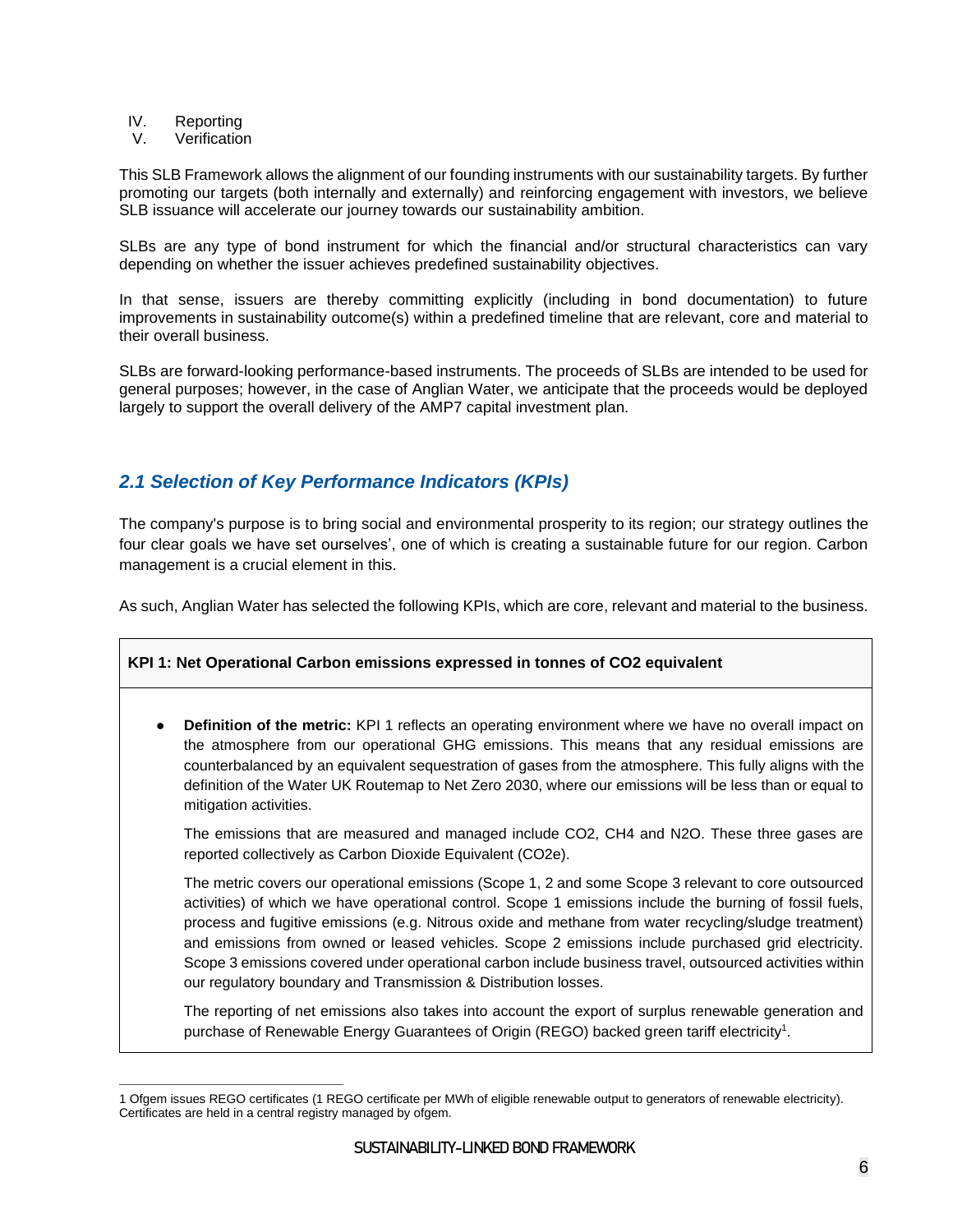IV. Reporting
V. Verification

This SLB Framework allows the alignment of our founding instruments with our sustainability targets. By further promoting our targets (both internally and externally) and reinforcing engagement with investors, we believe SLB issuance will accelerate our journey towards our sustainability ambition.

SLBs are any type of bond instrument for which the financial and/or structural characteristics can vary depending on whether the issuer achieves predefined sustainability objectives.

In that sense, issuers are thereby committing explicitly (including in bond documentation) to future improvements in sustainability outcome(s) within a predefined timeline that are relevant, core and material to their overall business.

SLBs are forward-looking performance-based instruments. The proceeds of SLBs are intended to be used for general purposes; however, in the case of Anglian Water, we anticipate that the proceeds would be deployed largely to support the overall delivery of the AMP7 capital investment plan.

## *2.1 Selection of Key Performance Indicators (KPIs)*

The company's purpose is to bring social and environmental prosperity to its region; our strategy outlines the four clear goals we have set ourselves', one of which is creating a sustainable future for our region. Carbon management is a crucial element in this.

As such, Anglian Water has selected the following KPIs, which are core, relevant and material to the business.

**KPI 1: Net Operational Carbon emissions expressed in tonnes of CO2 equivalent**

- **Definition of the metric:** KPI 1 reflects an operating environment where we have no overall impact on the atmosphere from our operational GHG emissions. This means that any residual emissions are counterbalanced by an equivalent sequestration of gases from the atmosphere. This fully aligns with the definition of the Water UK Routemap to Net Zero 2030, where our emissions will be less than or equal to mitigation activities.

  The emissions that are measured and managed include CO2, CH4 and N2O. These three gases are reported collectively as Carbon Dioxide Equivalent (CO2e).

  The metric covers our operational emissions (Scope 1, 2 and some Scope 3 relevant to core outsourced activities) of which we have operational control. Scope 1 emissions include the burning of fossil fuels, process and fugitive emissions (e.g. Nitrous oxide and methane from water recycling/sludge treatment) and emissions from owned or leased vehicles. Scope 2 emissions include purchased grid electricity. Scope 3 emissions covered under operational carbon include business travel, outsourced activities within our regulatory boundary and Transmission & Distribution losses.

  The reporting of net emissions also takes into account the export of surplus renewable generation and purchase of Renewable Energy Guarantees of Origin (REGO) backed green tariff electricity[1].

1 Ofgem issues REGO certificates (1 REGO certificate per MWh of eligible renewable output to generators of renewable electricity). Certificates are held in a central registry managed by ofgem.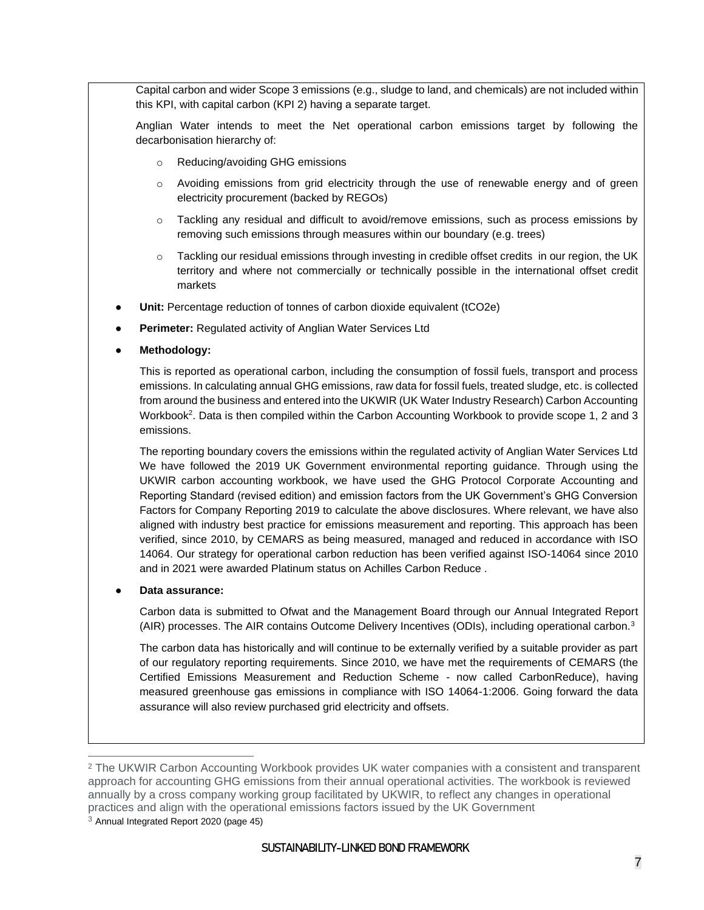Capital carbon and wider Scope 3 emissions (e.g., sludge to land, and chemicals) are not included within this KPI, with capital carbon (KPI 2) having a separate target.

Anglian Water intends to meet the Net operational carbon emissions target by following the decarbonisation hierarchy of:

- Reducing/avoiding GHG emissions
- Avoiding emissions from grid electricity through the use of renewable energy and of green electricity procurement (backed by REGOs)
- Tackling any residual and difficult to avoid/remove emissions, such as process emissions by removing such emissions through measures within our boundary (e.g. trees)
- Tackling our residual emissions through investing in credible offset credits in our region, the UK territory and where not commercially or technically possible in the international offset credit markets

- **Unit:** Percentage reduction of tonnes of carbon dioxide equivalent ($tCO_2e$)
- **Perimeter:** Regulated activity of Anglian Water Services Ltd
- **Methodology:**

  This is reported as operational carbon, including the consumption of fossil fuels, transport and process emissions. In calculating annual GHG emissions, raw data for fossil fuels, treated sludge, etc. is collected from around the business and entered into the UKWIR (UK Water Industry Research) Carbon Accounting Workbook[2]. Data is then compiled within the Carbon Accounting Workbook to provide scope 1, 2 and 3 emissions.

  The reporting boundary covers the emissions within the regulated activity of Anglian Water Services Ltd We have followed the 2019 UK Government environmental reporting guidance. Through using the UKWIR carbon accounting workbook, we have used the GHG Protocol Corporate Accounting and Reporting Standard (revised edition) and emission factors from the UK Government's GHG Conversion Factors for Company Reporting 2019 to calculate the above disclosures. Where relevant, we have also aligned with industry best practice for emissions measurement and reporting. This approach has been verified, since 2010, by CEMARS as being measured, managed and reduced in accordance with ISO 14064. Our strategy for operational carbon reduction has been verified against ISO-14064 since 2010 and in 2021 were awarded Platinum status on Achilles Carbon Reduce .

- **Data assurance:**

  Carbon data is submitted to Ofwat and the Management Board through our Annual Integrated Report (AIR) processes. The AIR contains Outcome Delivery Incentives (ODIs), including operational carbon.[3]

  The carbon data has historically and will continue to be externally verified by a suitable provider as part of our regulatory reporting requirements. Since 2010, we have met the requirements of CEMARS (the Certified Emissions Measurement and Reduction Scheme - now called CarbonReduce), having measured greenhouse gas emissions in compliance with ISO 14064-1:2006. Going forward the data assurance will also review purchased grid electricity and offsets.

---

[2] The UKWIR Carbon Accounting Workbook provides UK water companies with a consistent and transparent approach for accounting GHG emissions from their annual operational activities. The workbook is reviewed annually by a cross company working group facilitated by UKWIR, to reflect any changes in operational practices and align with the operational emissions factors issued by the UK Government

[3] Annual Integrated Report 2020 (page 45)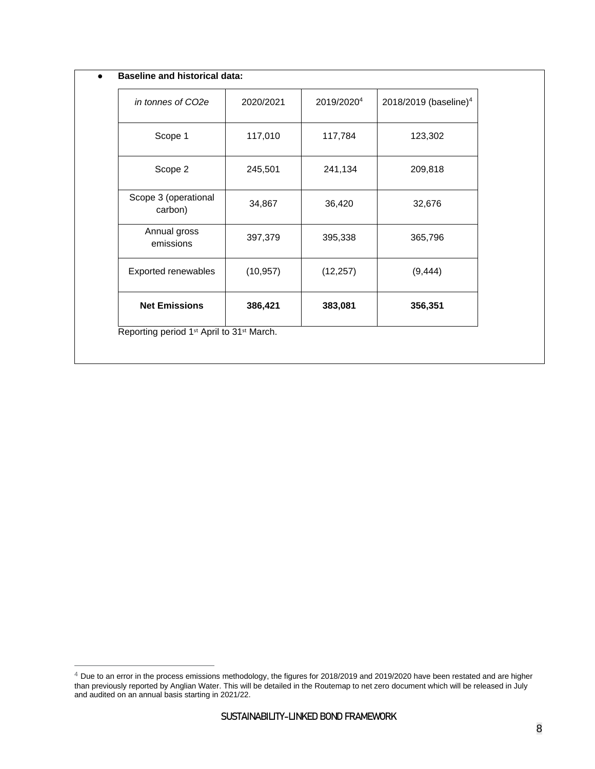- **Baseline and historical data:**

| *in tonnes of CO2e* | 2020/2021 | 2019/2020[4] | 2018/2019 (baseline)[4] |
|---|---|---|---|
| Scope 1 | 117,010 | 117,784 | 123,302 |
| Scope 2 | 245,501 | 241,134 | 209,818 |
| Scope 3 (operational carbon) | 34,867 | 36,420 | 32,676 |
| Annual gross emissions | 397,379 | 395,338 | 365,796 |
| Exported renewables | (10,957) | (12,257) | (9,444) |
| **Net Emissions** | **386,421** | **383,081** | **356,351** |

Reporting period 1st April to 31st March.

---

[4] Due to an error in the process emissions methodology, the figures for 2018/2019 and 2019/2020 have been restated and are higher than previously reported by Anglian Water. This will be detailed in the Routemap to net zero document which will be released in July and audited on an annual basis starting in 2021/22.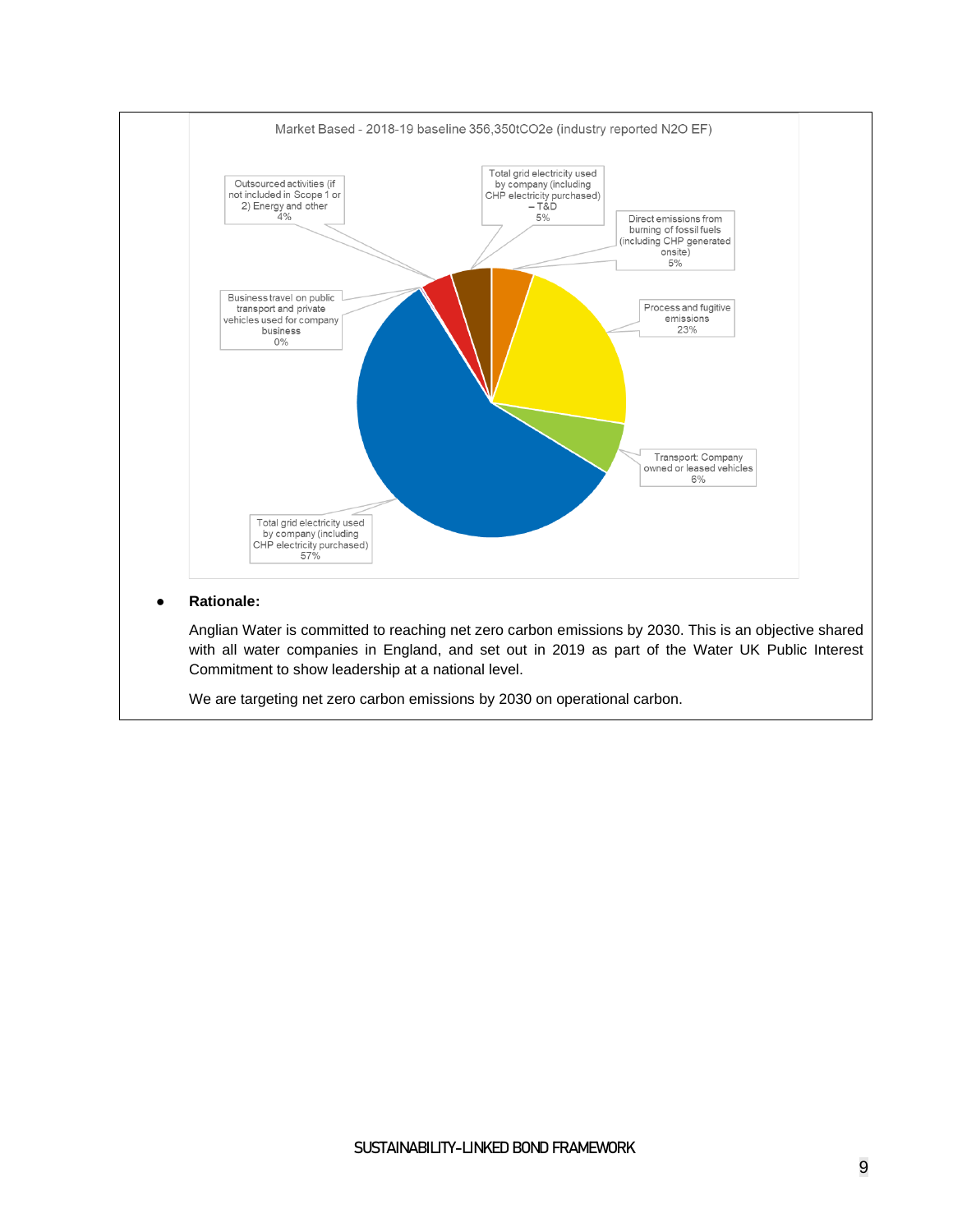Market Based - 2018-19 baseline 356,350tCO2e (industry reported N2O EF)

- Total grid electricity used by company (including CHP electricity purchased): 57%
- Process and fugitive emissions: 23%
- Transport: Company owned or leased vehicles: 6%
- Direct emissions from burning of fossil fuels (including CHP generated onsite): 5%
- Total grid electricity used by company (including CHP electricity purchased) – T&D: 5%
- Outsourced activities (if not included in Scope 1 or 2) Energy and other: 4%
- Business travel on public transport and private vehicles used for company business: 0%

- **Rationale:**

  Anglian Water is committed to reaching net zero carbon emissions by 2030. This is an objective shared with all water companies in England, and set out in 2019 as part of the Water UK Public Interest Commitment to show leadership at a national level.

  We are targeting net zero carbon emissions by 2030 on operational carbon.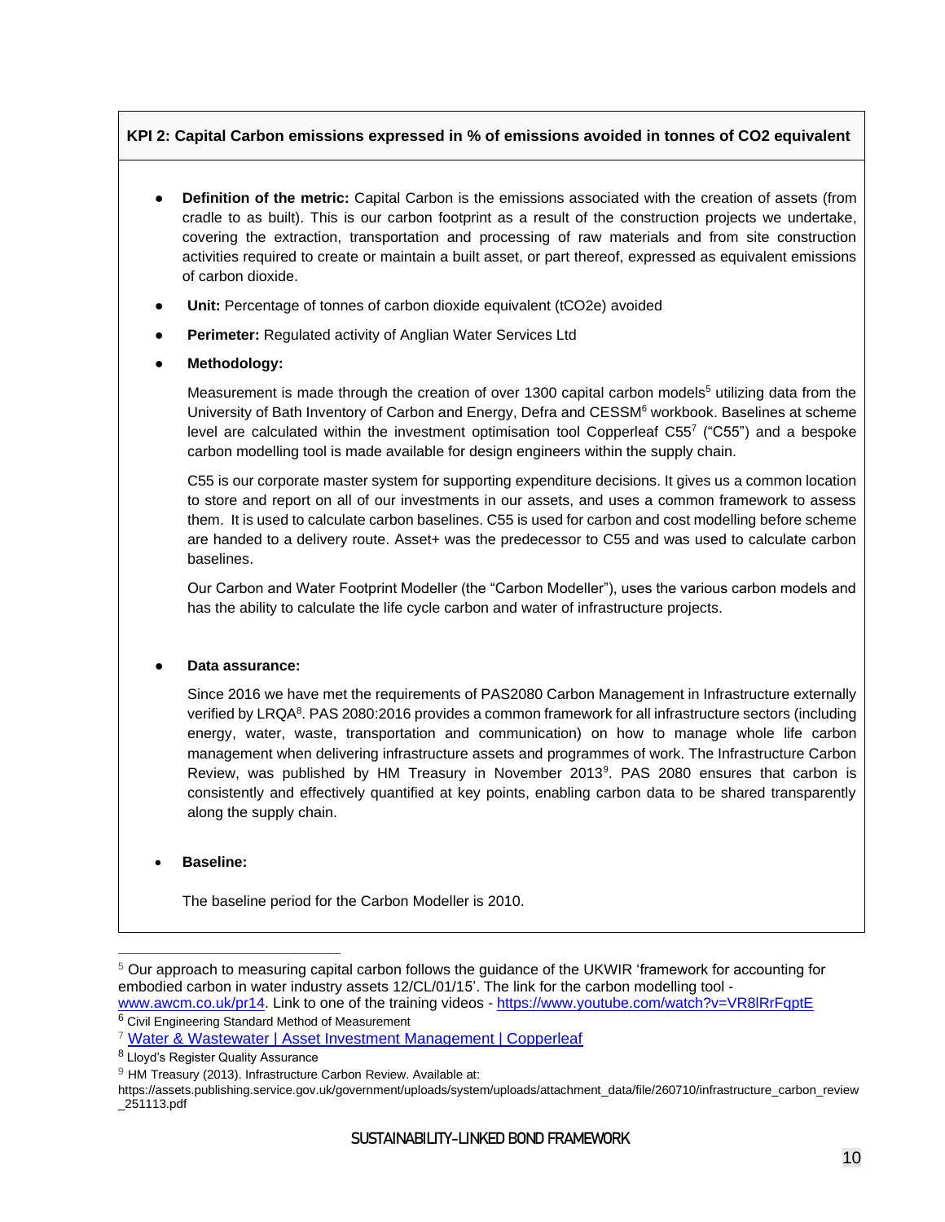**KPI 2: Capital Carbon emissions expressed in % of emissions avoided in tonnes of CO2 equivalent**

- **Definition of the metric:** Capital Carbon is the emissions associated with the creation of assets (from cradle to as built). This is our carbon footprint as a result of the construction projects we undertake, covering the extraction, transportation and processing of raw materials and from site construction activities required to create or maintain a built asset, or part thereof, expressed as equivalent emissions of carbon dioxide.
- **Unit:** Percentage of tonnes of carbon dioxide equivalent ($tCO_2e$) avoided
- **Perimeter:** Regulated activity of Anglian Water Services Ltd
- **Methodology:**

  Measurement is made through the creation of over 1300 capital carbon models[5] utilizing data from the University of Bath Inventory of Carbon and Energy, Defra and CESSM[6] workbook. Baselines at scheme level are calculated within the investment optimisation tool Copperleaf C55[7] ("C55") and a bespoke carbon modelling tool is made available for design engineers within the supply chain.

  C55 is our corporate master system for supporting expenditure decisions. It gives us a common location to store and report on all of our investments in our assets, and uses a common framework to assess them. It is used to calculate carbon baselines. C55 is used for carbon and cost modelling before scheme are handed to a delivery route. Asset+ was the predecessor to C55 and was used to calculate carbon baselines.

  Our Carbon and Water Footprint Modeller (the "Carbon Modeller"), uses the various carbon models and has the ability to calculate the life cycle carbon and water of infrastructure projects.

- **Data assurance:**

  Since 2016 we have met the requirements of PAS2080 Carbon Management in Infrastructure externally verified by LRQA[8]. PAS 2080:2016 provides a common framework for all infrastructure sectors (including energy, water, waste, transportation and communication) on how to manage whole life carbon management when delivering infrastructure assets and programmes of work. The Infrastructure Carbon Review, was published by HM Treasury in November 2013[9]. PAS 2080 ensures that carbon is consistently and effectively quantified at key points, enabling carbon data to be shared transparently along the supply chain.

- **Baseline:**

  The baseline period for the Carbon Modeller is 2010.

---

[5] Our approach to measuring capital carbon follows the guidance of the UKWIR 'framework for accounting for embodied carbon in water industry assets 12/CL/01/15'. The link for the carbon modelling tool - www.awcm.co.uk/pr14. Link to one of the training videos - https://www.youtube.com/watch?v=VR8lRrFqptE

[6] Civil Engineering Standard Method of Measurement

[7] Water & Wastewater | Asset Investment Management | Copperleaf

[8] Lloyd's Register Quality Assurance

[9] HM Treasury (2013). Infrastructure Carbon Review. Available at: https://assets.publishing.service.gov.uk/government/uploads/system/uploads/attachment_data/file/260710/infrastructure_carbon_review_251113.pdf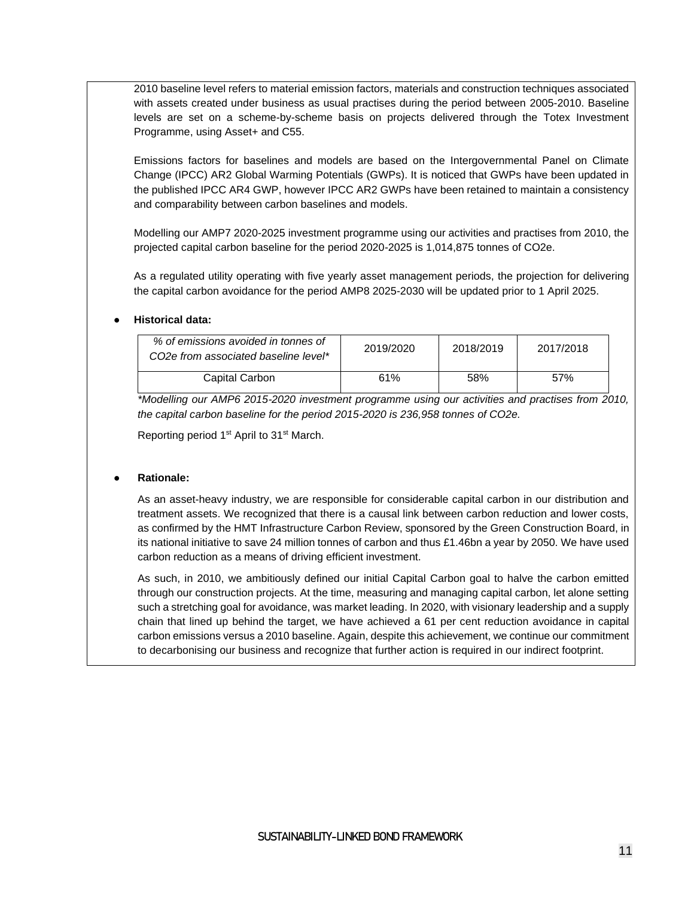2010 baseline level refers to material emission factors, materials and construction techniques associated with assets created under business as usual practises during the period between 2005-2010. Baseline levels are set on a scheme-by-scheme basis on projects delivered through the Totex Investment Programme, using Asset+ and C55.

Emissions factors for baselines and models are based on the Intergovernmental Panel on Climate Change (IPCC) AR2 Global Warming Potentials (GWPs). It is noticed that GWPs have been updated in the published IPCC AR4 GWP, however IPCC AR2 GWPs have been retained to maintain a consistency and comparability between carbon baselines and models.

Modelling our AMP7 2020-2025 investment programme using our activities and practises from 2010, the projected capital carbon baseline for the period 2020-2025 is 1,014,875 tonnes of CO2e.

As a regulated utility operating with five yearly asset management periods, the projection for delivering the capital carbon avoidance for the period AMP8 2025-2030 will be updated prior to 1 April 2025.

- **Historical data:**

| *% of emissions avoided in tonnes of CO2e from associated baseline level** | 2019/2020 | 2018/2019 | 2017/2018 |
|---|---|---|---|
| Capital Carbon | 61% | 58% | 57% |

*\*Modelling our AMP6 2015-2020 investment programme using our activities and practises from 2010, the capital carbon baseline for the period 2015-2020 is 236,958 tonnes of CO2e.*

Reporting period 1st April to 31st March.

- **Rationale:**

As an asset-heavy industry, we are responsible for considerable capital carbon in our distribution and treatment assets. We recognized that there is a causal link between carbon reduction and lower costs, as confirmed by the HMT Infrastructure Carbon Review, sponsored by the Green Construction Board, in its national initiative to save 24 million tonnes of carbon and thus £1.46bn a year by 2050. We have used carbon reduction as a means of driving efficient investment.

As such, in 2010, we ambitiously defined our initial Capital Carbon goal to halve the carbon emitted through our construction projects. At the time, measuring and managing capital carbon, let alone setting such a stretching goal for avoidance, was market leading. In 2020, with visionary leadership and a supply chain that lined up behind the target, we have achieved a 61 per cent reduction avoidance in capital carbon emissions versus a 2010 baseline. Again, despite this achievement, we continue our commitment to decarbonising our business and recognize that further action is required in our indirect footprint.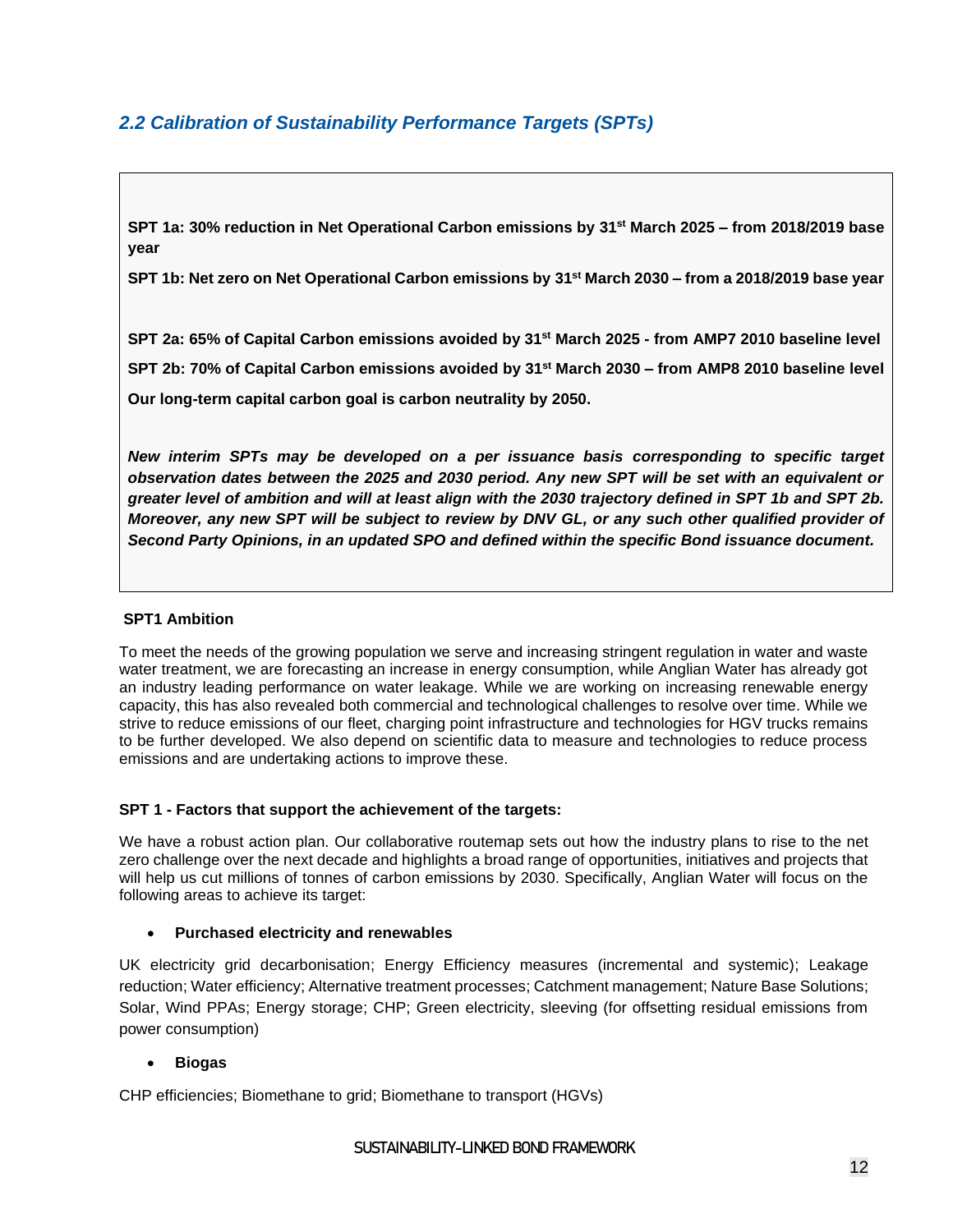## *2.2 Calibration of Sustainability Performance Targets (SPTs)*

**SPT 1a: 30% reduction in Net Operational Carbon emissions by 31st March 2025 – from 2018/2019 base year**

**SPT 1b: Net zero on Net Operational Carbon emissions by 31st March 2030 – from a 2018/2019 base year**

**SPT 2a: 65% of Capital Carbon emissions avoided by 31st March 2025 - from AMP7 2010 baseline level**

**SPT 2b: 70% of Capital Carbon emissions avoided by 31st March 2030 – from AMP8 2010 baseline level**

**Our long-term capital carbon goal is carbon neutrality by 2050.**

***New interim SPTs may be developed on a per issuance basis corresponding to specific target observation dates between the 2025 and 2030 period. Any new SPT will be set with an equivalent or greater level of ambition and will at least align with the 2030 trajectory defined in SPT 1b and SPT 2b. Moreover, any new SPT will be subject to review by DNV GL, or any such other qualified provider of Second Party Opinions, in an updated SPO and defined within the specific Bond issuance document.***

**SPT1 Ambition**

To meet the needs of the growing population we serve and increasing stringent regulation in water and waste water treatment, we are forecasting an increase in energy consumption, while Anglian Water has already got an industry leading performance on water leakage. While we are working on increasing renewable energy capacity, this has also revealed both commercial and technological challenges to resolve over time. While we strive to reduce emissions of our fleet, charging point infrastructure and technologies for HGV trucks remains to be further developed. We also depend on scientific data to measure and technologies to reduce process emissions and are undertaking actions to improve these.

**SPT 1 - Factors that support the achievement of the targets:**

We have a robust action plan. Our collaborative routemap sets out how the industry plans to rise to the net zero challenge over the next decade and highlights a broad range of opportunities, initiatives and projects that will help us cut millions of tonnes of carbon emissions by 2030. Specifically, Anglian Water will focus on the following areas to achieve its target:

- **Purchased electricity and renewables**

UK electricity grid decarbonisation; Energy Efficiency measures (incremental and systemic); Leakage reduction; Water efficiency; Alternative treatment processes; Catchment management; Nature Base Solutions; Solar, Wind PPAs; Energy storage; CHP; Green electricity, sleeving (for offsetting residual emissions from power consumption)

- **Biogas**

CHP efficiencies; Biomethane to grid; Biomethane to transport (HGVs)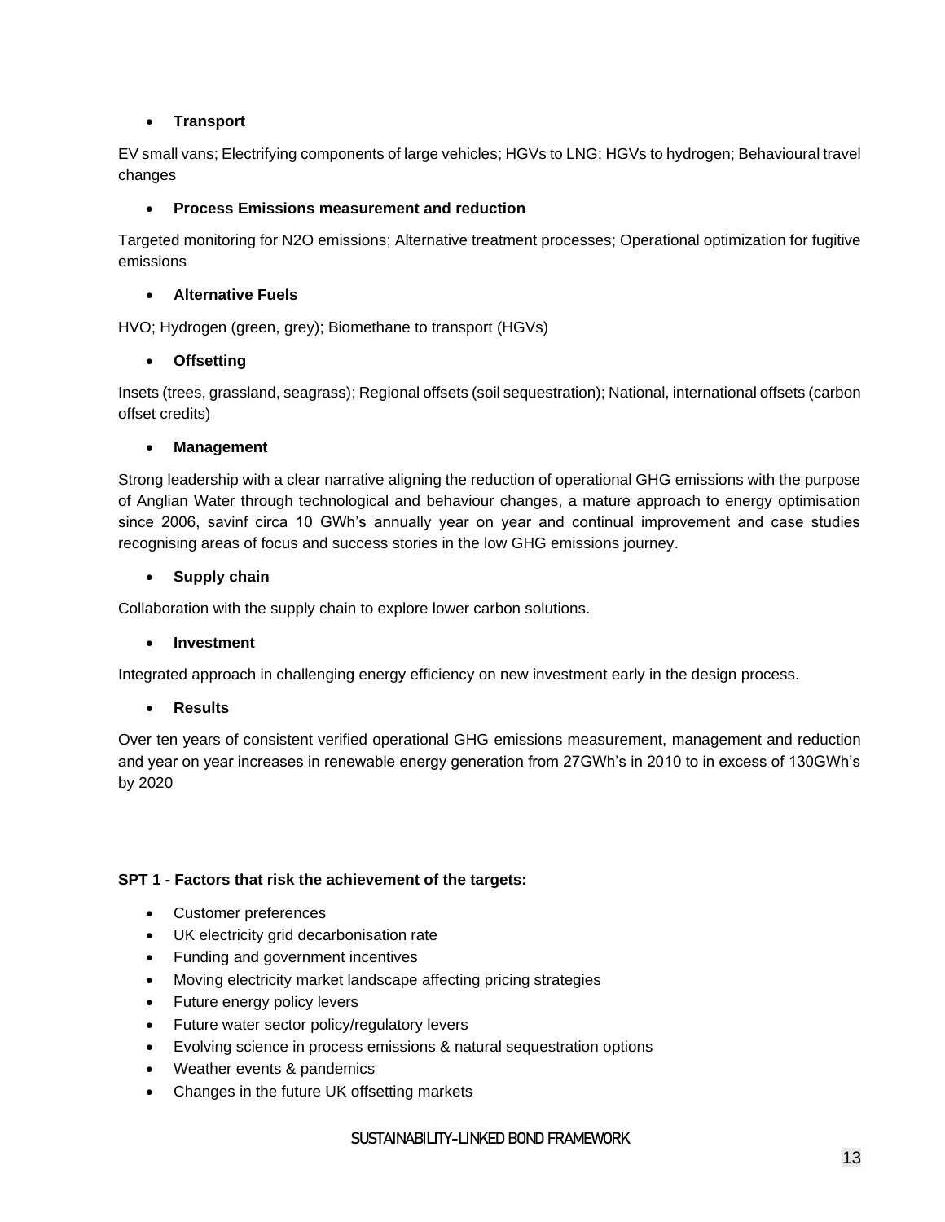- **Transport**

EV small vans; Electrifying components of large vehicles; HGVs to LNG; HGVs to hydrogen; Behavioural travel changes

- **Process Emissions measurement and reduction**

Targeted monitoring for N2O emissions; Alternative treatment processes; Operational optimization for fugitive emissions

- **Alternative Fuels**

HVO; Hydrogen (green, grey); Biomethane to transport (HGVs)

- **Offsetting**

Insets (trees, grassland, seagrass); Regional offsets (soil sequestration); National, international offsets (carbon offset credits)

- **Management**

Strong leadership with a clear narrative aligning the reduction of operational GHG emissions with the purpose of Anglian Water through technological and behaviour changes, a mature approach to energy optimisation since 2006, savinf circa 10 GWh's annually year on year and continual improvement and case studies recognising areas of focus and success stories in the low GHG emissions journey.

- **Supply chain**

Collaboration with the supply chain to explore lower carbon solutions.

- **Investment**

Integrated approach in challenging energy efficiency on new investment early in the design process.

- **Results**

Over ten years of consistent verified operational GHG emissions measurement, management and reduction and year on year increases in renewable energy generation from 27GWh's in 2010 to in excess of 130GWh's by 2020

**SPT 1 - Factors that risk the achievement of the targets:**

- Customer preferences
- UK electricity grid decarbonisation rate
- Funding and government incentives
- Moving electricity market landscape affecting pricing strategies
- Future energy policy levers
- Future water sector policy/regulatory levers
- Evolving science in process emissions & natural sequestration options
- Weather events & pandemics
- Changes in the future UK offsetting markets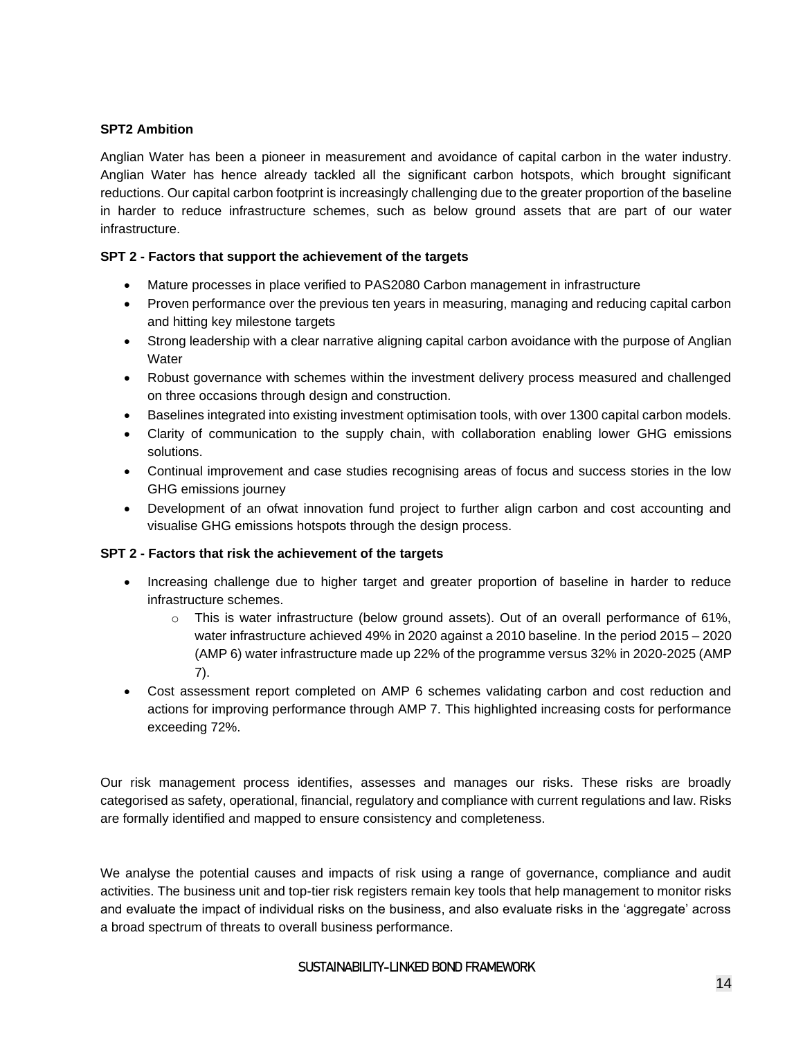**SPT2 Ambition**

Anglian Water has been a pioneer in measurement and avoidance of capital carbon in the water industry. Anglian Water has hence already tackled all the significant carbon hotspots, which brought significant reductions. Our capital carbon footprint is increasingly challenging due to the greater proportion of the baseline in harder to reduce infrastructure schemes, such as below ground assets that are part of our water infrastructure.

**SPT 2 - Factors that support the achievement of the targets**

- Mature processes in place verified to PAS2080 Carbon management in infrastructure
- Proven performance over the previous ten years in measuring, managing and reducing capital carbon and hitting key milestone targets
- Strong leadership with a clear narrative aligning capital carbon avoidance with the purpose of Anglian Water
- Robust governance with schemes within the investment delivery process measured and challenged on three occasions through design and construction.
- Baselines integrated into existing investment optimisation tools, with over 1300 capital carbon models.
- Clarity of communication to the supply chain, with collaboration enabling lower GHG emissions solutions.
- Continual improvement and case studies recognising areas of focus and success stories in the low GHG emissions journey
- Development of an ofwat innovation fund project to further align carbon and cost accounting and visualise GHG emissions hotspots through the design process.

**SPT 2 - Factors that risk the achievement of the targets**

- Increasing challenge due to higher target and greater proportion of baseline in harder to reduce infrastructure schemes.
    - This is water infrastructure (below ground assets). Out of an overall performance of 61%, water infrastructure achieved 49% in 2020 against a 2010 baseline. In the period 2015 – 2020 (AMP 6) water infrastructure made up 22% of the programme versus 32% in 2020-2025 (AMP 7).
- Cost assessment report completed on AMP 6 schemes validating carbon and cost reduction and actions for improving performance through AMP 7. This highlighted increasing costs for performance exceeding 72%.

Our risk management process identifies, assesses and manages our risks. These risks are broadly categorised as safety, operational, financial, regulatory and compliance with current regulations and law. Risks are formally identified and mapped to ensure consistency and completeness.

We analyse the potential causes and impacts of risk using a range of governance, compliance and audit activities. The business unit and top-tier risk registers remain key tools that help management to monitor risks and evaluate the impact of individual risks on the business, and also evaluate risks in the 'aggregate' across a broad spectrum of threats to overall business performance.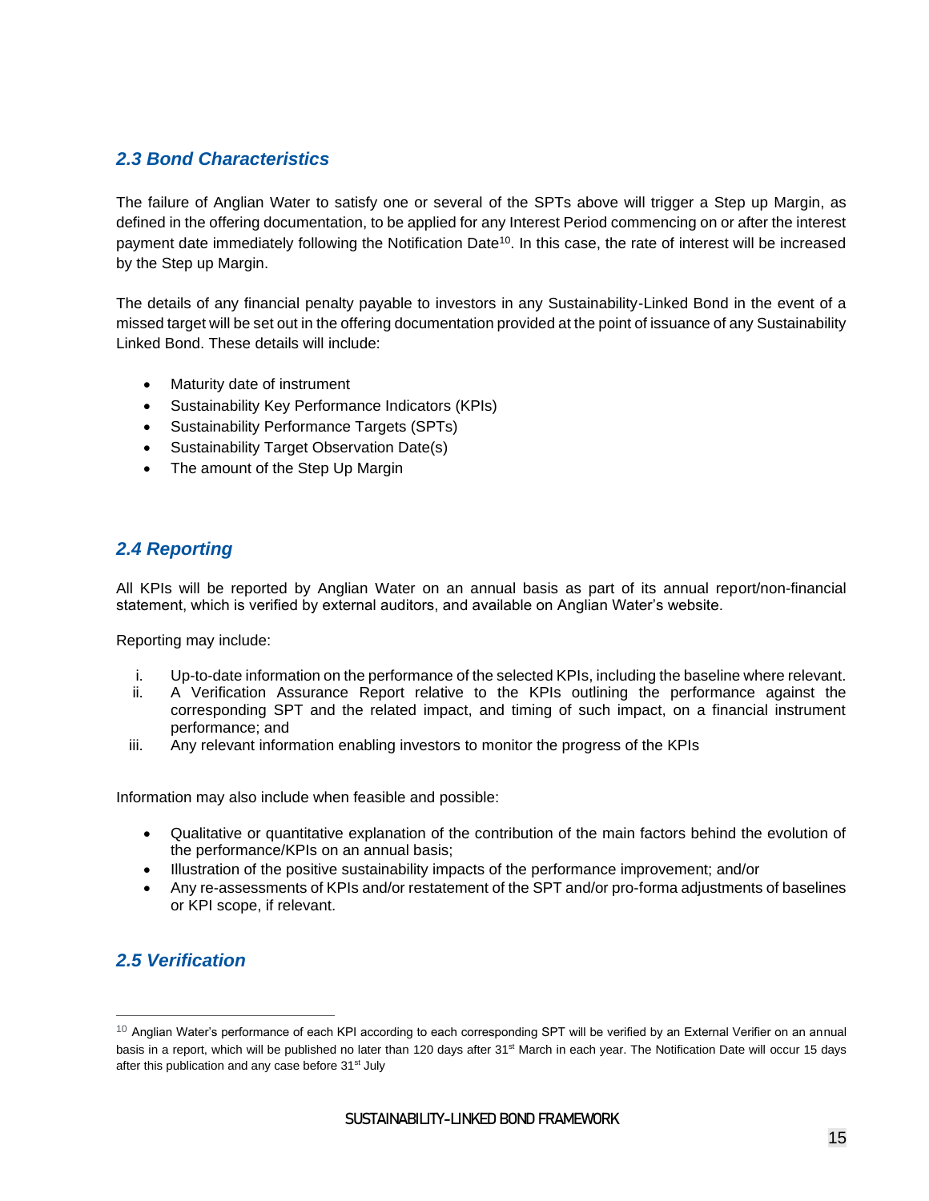## *2.3 Bond Characteristics*

The failure of Anglian Water to satisfy one or several of the SPTs above will trigger a Step up Margin, as defined in the offering documentation, to be applied for any Interest Period commencing on or after the interest payment date immediately following the Notification Date[10]. In this case, the rate of interest will be increased by the Step up Margin.

The details of any financial penalty payable to investors in any Sustainability-Linked Bond in the event of a missed target will be set out in the offering documentation provided at the point of issuance of any Sustainability Linked Bond. These details will include:

- Maturity date of instrument
- Sustainability Key Performance Indicators (KPIs)
- Sustainability Performance Targets (SPTs)
- Sustainability Target Observation Date(s)
- The amount of the Step Up Margin

## *2.4 Reporting*

All KPIs will be reported by Anglian Water on an annual basis as part of its annual report/non-financial statement, which is verified by external auditors, and available on Anglian Water's website.

Reporting may include:

i. Up-to-date information on the performance of the selected KPIs, including the baseline where relevant.
ii. A Verification Assurance Report relative to the KPIs outlining the performance against the corresponding SPT and the related impact, and timing of such impact, on a financial instrument performance; and
iii. Any relevant information enabling investors to monitor the progress of the KPIs

Information may also include when feasible and possible:

- Qualitative or quantitative explanation of the contribution of the main factors behind the evolution of the performance/KPIs on an annual basis;
- Illustration of the positive sustainability impacts of the performance improvement; and/or
- Any re-assessments of KPIs and/or restatement of the SPT and/or pro-forma adjustments of baselines or KPI scope, if relevant.

## *2.5 Verification*

---

[10] Anglian Water's performance of each KPI according to each corresponding SPT will be verified by an External Verifier on an annual basis in a report, which will be published no later than 120 days after 31st March in each year. The Notification Date will occur 15 days after this publication and any case before 31st July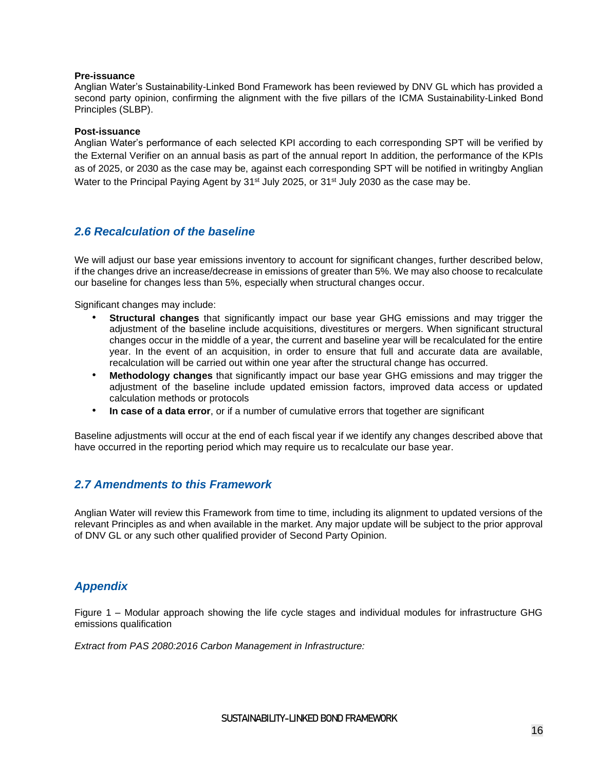**Pre-issuance**

Anglian Water's Sustainability-Linked Bond Framework has been reviewed by DNV GL which has provided a second party opinion, confirming the alignment with the five pillars of the ICMA Sustainability-Linked Bond Principles (SLBP).

**Post-issuance**

Anglian Water's performance of each selected KPI according to each corresponding SPT will be verified by the External Verifier on an annual basis as part of the annual report In addition, the performance of the KPIs as of 2025, or 2030 as the case may be, against each corresponding SPT will be notified in writingby Anglian Water to the Principal Paying Agent by 31st July 2025, or 31st July 2030 as the case may be.

## *2.6 Recalculation of the baseline*

We will adjust our base year emissions inventory to account for significant changes, further described below, if the changes drive an increase/decrease in emissions of greater than 5%. We may also choose to recalculate our baseline for changes less than 5%, especially when structural changes occur.

Significant changes may include:

- **Structural changes** that significantly impact our base year GHG emissions and may trigger the adjustment of the baseline include acquisitions, divestitures or mergers. When significant structural changes occur in the middle of a year, the current and baseline year will be recalculated for the entire year. In the event of an acquisition, in order to ensure that full and accurate data are available, recalculation will be carried out within one year after the structural change has occurred.
- **Methodology changes** that significantly impact our base year GHG emissions and may trigger the adjustment of the baseline include updated emission factors, improved data access or updated calculation methods or protocols
- **In case of a data error**, or if a number of cumulative errors that together are significant

Baseline adjustments will occur at the end of each fiscal year if we identify any changes described above that have occurred in the reporting period which may require us to recalculate our base year.

## *2.7 Amendments to this Framework*

Anglian Water will review this Framework from time to time, including its alignment to updated versions of the relevant Principles as and when available in the market. Any major update will be subject to the prior approval of DNV GL or any such other qualified provider of Second Party Opinion.

## *Appendix*

Figure 1 – Modular approach showing the life cycle stages and individual modules for infrastructure GHG emissions qualification

*Extract from PAS 2080:2016 Carbon Management in Infrastructure:*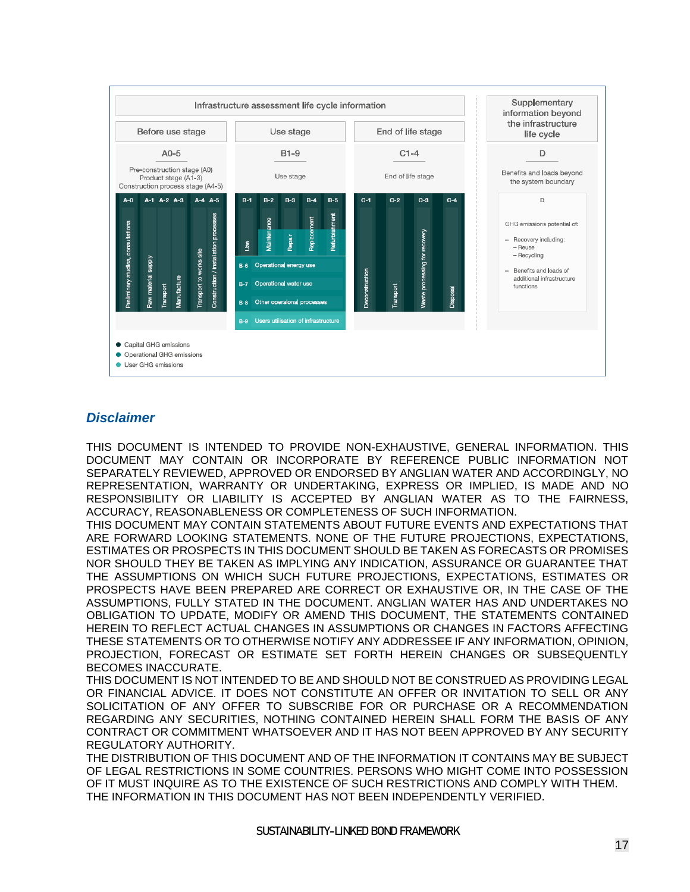| Infrastructure assessment life cycle information | | | Supplementary information beyond the infrastructure life cycle |
|---|---|---|---|
| Before use stage | Use stage | End of life stage | |
| A0-5 | B1-9 | C1-4 | D |
| Pre-construction stage (A0)<br>Product stage (A1-3)<br>Construction process stage (A4-5) | Use stage | End of life stage | Benefits and loads beyond the system boundary |
| A-0 Preliminary studies, consultations<br>A-1 Raw material supply<br>A-2 Transport<br>A-3 Manufacture<br>A-4 Transport to works site<br>A-5 Construction / installation processes | B-1 Use<br>B-2 Maintenance<br>B-3 Repair<br>B-4 Replacement<br>B-5 Refurbishment<br>B-6 Operational energy use<br>B-7 Operational water use<br>B-8 Other operational processes<br>B-9 Users utilisation of infrastructure | C-1 Deconstruction<br>C-2 Transport<br>C-3 Waste processing for recovery<br>C-4 Disposal | D<br>GHG emissions potential of:<br>– Recovery including:<br>– Reuse<br>– Recycling<br>– Benefits and loads of additional infrastructure functions |

- Capital GHG emissions
- Operational GHG emissions
- User GHG emissions

## *Disclaimer*

THIS DOCUMENT IS INTENDED TO PROVIDE NON-EXHAUSTIVE, GENERAL INFORMATION. THIS DOCUMENT MAY CONTAIN OR INCORPORATE BY REFERENCE PUBLIC INFORMATION NOT SEPARATELY REVIEWED, APPROVED OR ENDORSED BY ANGLIAN WATER AND ACCORDINGLY, NO REPRESENTATION, WARRANTY OR UNDERTAKING, EXPRESS OR IMPLIED, IS MADE AND NO RESPONSIBILITY OR LIABILITY IS ACCEPTED BY ANGLIAN WATER AS TO THE FAIRNESS, ACCURACY, REASONABLENESS OR COMPLETENESS OF SUCH INFORMATION.

THIS DOCUMENT MAY CONTAIN STATEMENTS ABOUT FUTURE EVENTS AND EXPECTATIONS THAT ARE FORWARD LOOKING STATEMENTS. NONE OF THE FUTURE PROJECTIONS, EXPECTATIONS, ESTIMATES OR PROSPECTS IN THIS DOCUMENT SHOULD BE TAKEN AS FORECASTS OR PROMISES NOR SHOULD THEY BE TAKEN AS IMPLYING ANY INDICATION, ASSURANCE OR GUARANTEE THAT THE ASSUMPTIONS ON WHICH SUCH FUTURE PROJECTIONS, EXPECTATIONS, ESTIMATES OR PROSPECTS HAVE BEEN PREPARED ARE CORRECT OR EXHAUSTIVE OR, IN THE CASE OF THE ASSUMPTIONS, FULLY STATED IN THE DOCUMENT. ANGLIAN WATER HAS AND UNDERTAKES NO OBLIGATION TO UPDATE, MODIFY OR AMEND THIS DOCUMENT, THE STATEMENTS CONTAINED HEREIN TO REFLECT ACTUAL CHANGES IN ASSUMPTIONS OR CHANGES IN FACTORS AFFECTING THESE STATEMENTS OR TO OTHERWISE NOTIFY ANY ADDRESSEE IF ANY INFORMATION, OPINION, PROJECTION, FORECAST OR ESTIMATE SET FORTH HEREIN CHANGES OR SUBSEQUENTLY BECOMES INACCURATE.

THIS DOCUMENT IS NOT INTENDED TO BE AND SHOULD NOT BE CONSTRUED AS PROVIDING LEGAL OR FINANCIAL ADVICE. IT DOES NOT CONSTITUTE AN OFFER OR INVITATION TO SELL OR ANY SOLICITATION OF ANY OFFER TO SUBSCRIBE FOR OR PURCHASE OR A RECOMMENDATION REGARDING ANY SECURITIES, NOTHING CONTAINED HEREIN SHALL FORM THE BASIS OF ANY CONTRACT OR COMMITMENT WHATSOEVER AND IT HAS NOT BEEN APPROVED BY ANY SECURITY REGULATORY AUTHORITY.

THE DISTRIBUTION OF THIS DOCUMENT AND OF THE INFORMATION IT CONTAINS MAY BE SUBJECT OF LEGAL RESTRICTIONS IN SOME COUNTRIES. PERSONS WHO MIGHT COME INTO POSSESSION OF IT MUST INQUIRE AS TO THE EXISTENCE OF SUCH RESTRICTIONS AND COMPLY WITH THEM.

THE INFORMATION IN THIS DOCUMENT HAS NOT BEEN INDEPENDENTLY VERIFIED.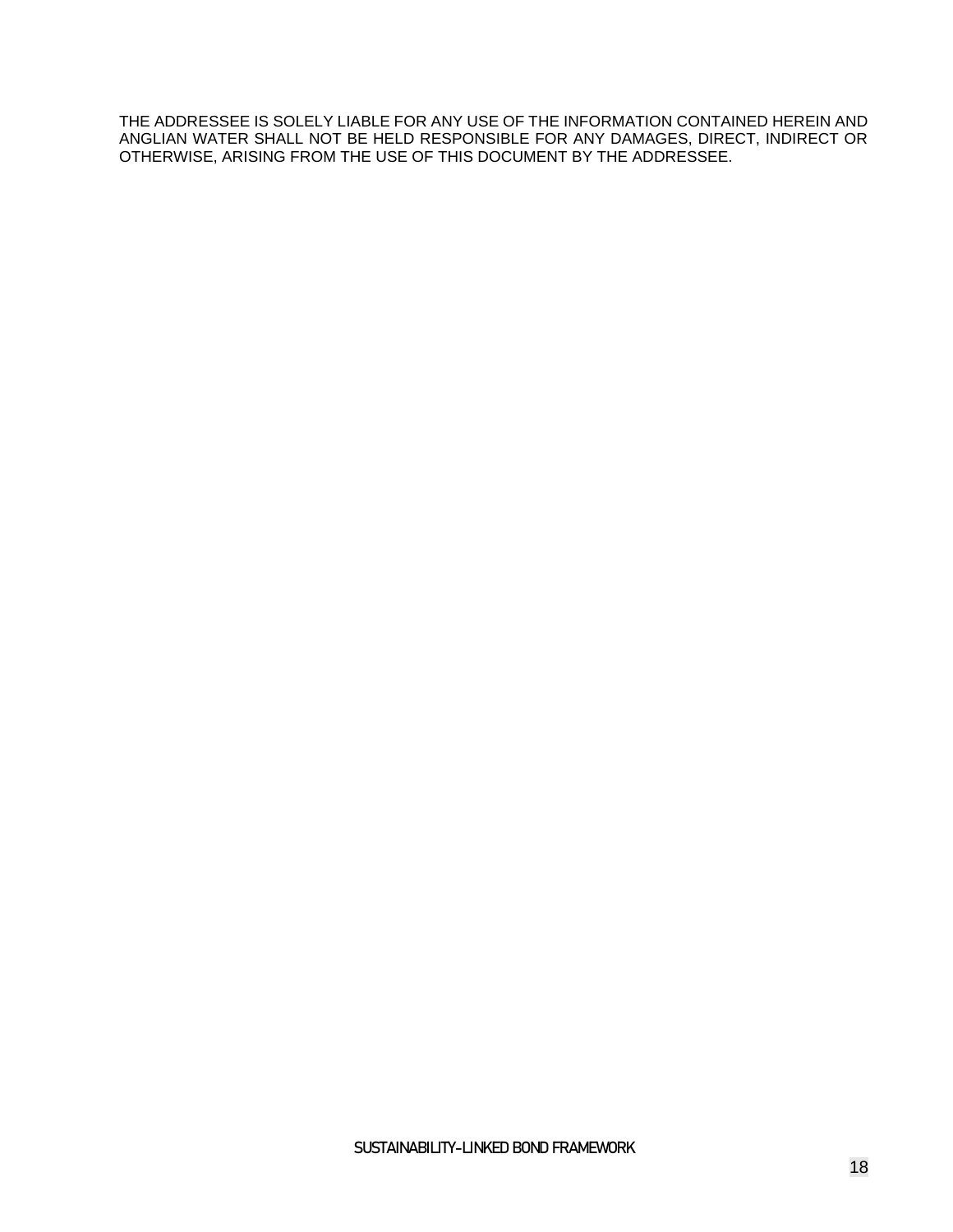THE ADDRESSEE IS SOLELY LIABLE FOR ANY USE OF THE INFORMATION CONTAINED HEREIN AND ANGLIAN WATER SHALL NOT BE HELD RESPONSIBLE FOR ANY DAMAGES, DIRECT, INDIRECT OR OTHERWISE, ARISING FROM THE USE OF THIS DOCUMENT BY THE ADDRESSEE.